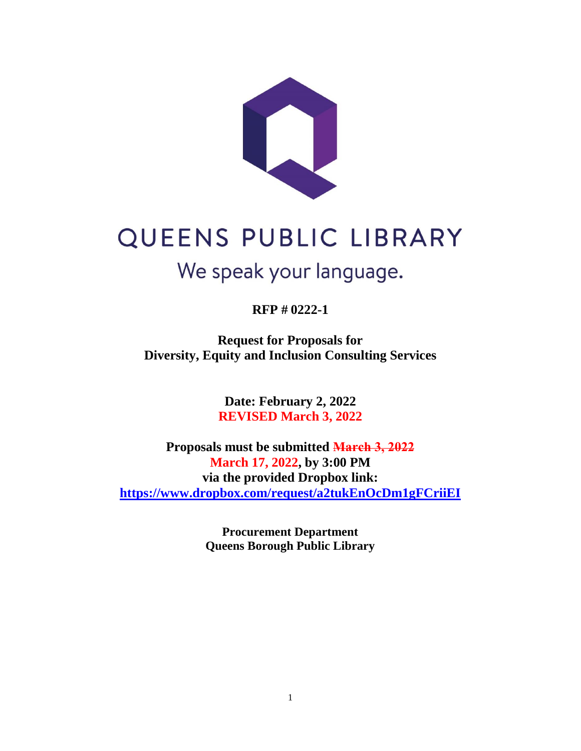# QUEENS PUBLIC LIBRARY

We speak your language.

**RFP # 0222-1**

**Request for Proposals for**
**Diversity, Equity and Inclusion Consulting Services**

**Date: February 2, 2022**
**REVISED March 3, 2022**

**Proposals must be submitted ~~March 3, 2022~~**
**March 17, 2022, by 3:00 PM**
**via the provided Dropbox link:**
**https://www.dropbox.com/request/a2tukEnOcDm1gFCriiEI**

**Procurement Department**
**Queens Borough Public Library**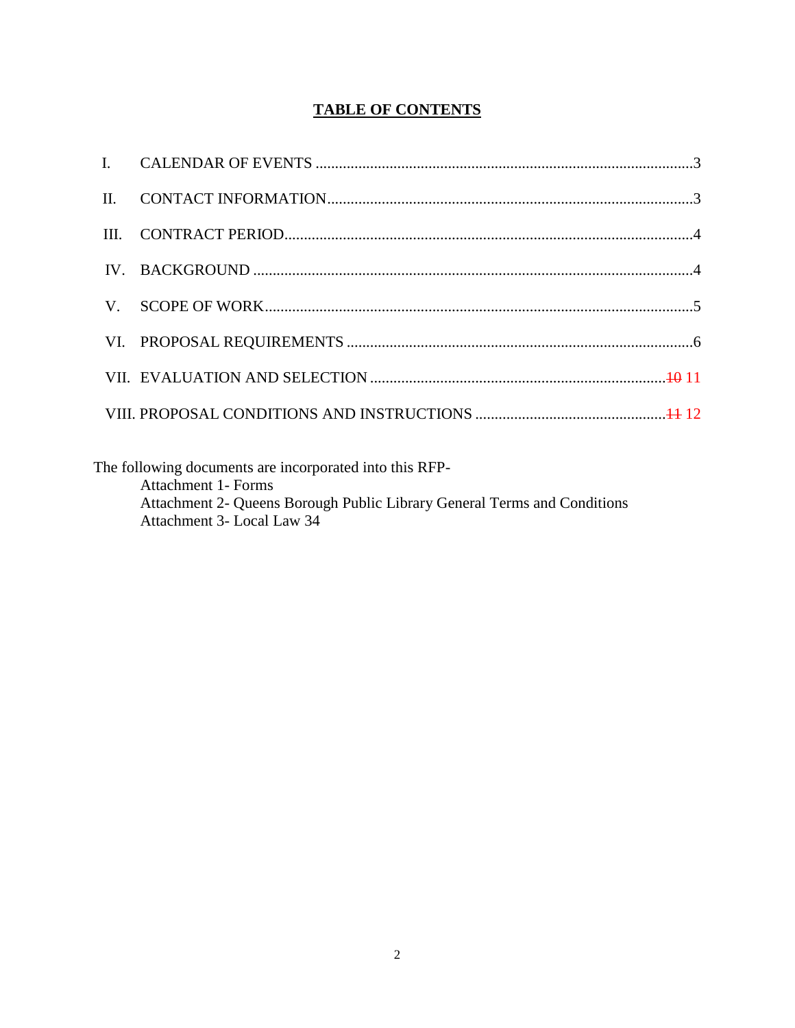# TABLE OF CONTENTS

| | | |
|---|---|---|
| I. | CALENDAR OF EVENTS | 3 |
| II. | CONTACT INFORMATION | 3 |
| III. | CONTRACT PERIOD | 4 |
| IV. | BACKGROUND | 4 |
| V. | SCOPE OF WORK | 5 |
| VI. | PROPOSAL REQUIREMENTS | 6 |
| VII. | EVALUATION AND SELECTION | ~~10~~ 11 |
| VIII. | PROPOSAL CONDITIONS AND INSTRUCTIONS | ~~11~~ 12 |

The following documents are incorporated into this RFP-

Attachment 1- Forms
Attachment 2- Queens Borough Public Library General Terms and Conditions
Attachment 3- Local Law 34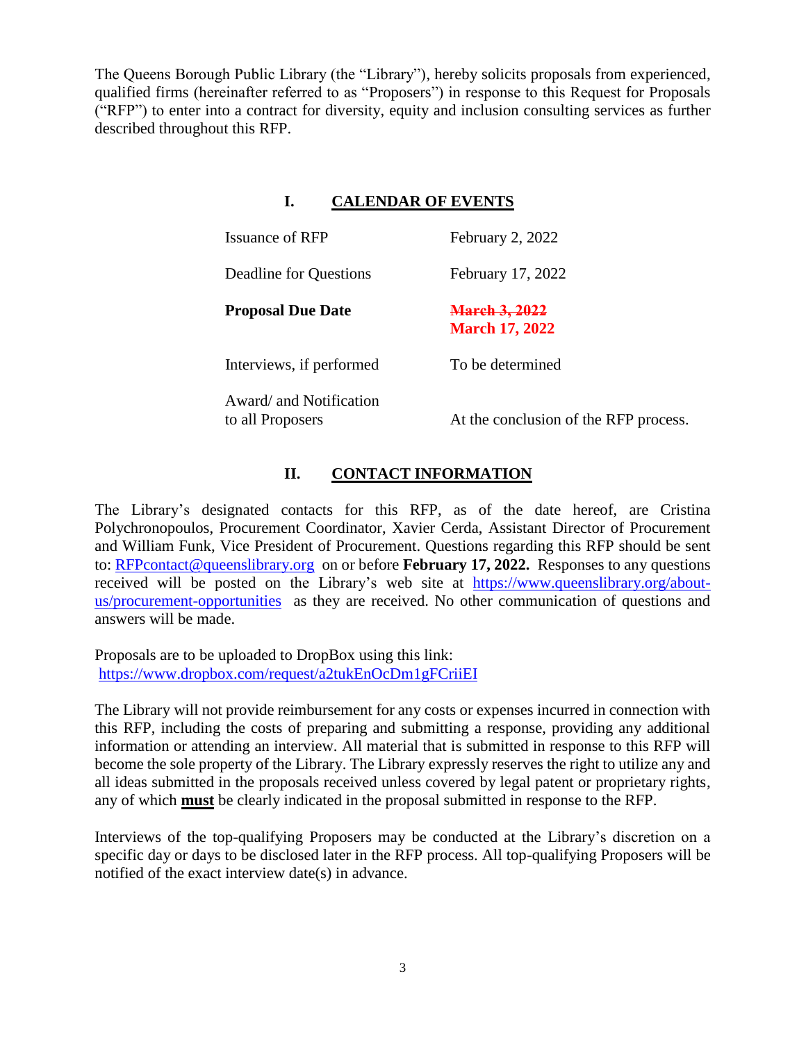The Queens Borough Public Library (the "Library"), hereby solicits proposals from experienced, qualified firms (hereinafter referred to as "Proposers") in response to this Request for Proposals ("RFP") to enter into a contract for diversity, equity and inclusion consulting services as further described throughout this RFP.

## I. CALENDAR OF EVENTS

| | |
|---|---|
| Issuance of RFP | February 2, 2022 |
| Deadline for Questions | February 17, 2022 |
| **Proposal Due Date** | ~~**March 3, 2022**~~ **March 17, 2022** |
| Interviews, if performed | To be determined |
| Award/ and Notification to all Proposers | At the conclusion of the RFP process. |

## II. CONTACT INFORMATION

The Library's designated contacts for this RFP, as of the date hereof, are Cristina Polychronopoulos, Procurement Coordinator, Xavier Cerda, Assistant Director of Procurement and William Funk, Vice President of Procurement. Questions regarding this RFP should be sent to: RFPcontact@queenslibrary.org on or before **February 17, 2022.** Responses to any questions received will be posted on the Library's web site at https://www.queenslibrary.org/about-us/procurement-opportunities as they are received. No other communication of questions and answers will be made.

Proposals are to be uploaded to DropBox using this link:
https://www.dropbox.com/request/a2tukEnOcDm1gFCriiEI

The Library will not provide reimbursement for any costs or expenses incurred in connection with this RFP, including the costs of preparing and submitting a response, providing any additional information or attending an interview. All material that is submitted in response to this RFP will become the sole property of the Library. The Library expressly reserves the right to utilize any and all ideas submitted in the proposals received unless covered by legal patent or proprietary rights, any of which **must** be clearly indicated in the proposal submitted in response to the RFP.

Interviews of the top-qualifying Proposers may be conducted at the Library's discretion on a specific day or days to be disclosed later in the RFP process. All top-qualifying Proposers will be notified of the exact interview date(s) in advance.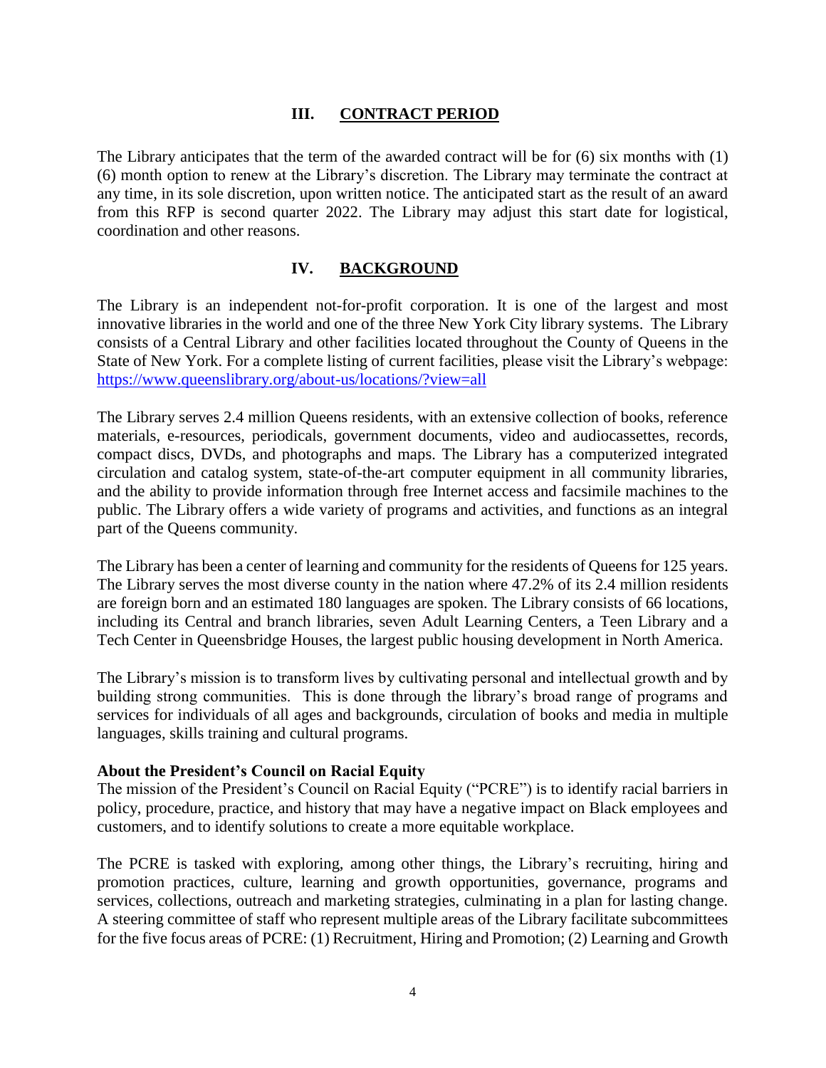## III. CONTRACT PERIOD

The Library anticipates that the term of the awarded contract will be for (6) six months with (1) (6) month option to renew at the Library's discretion. The Library may terminate the contract at any time, in its sole discretion, upon written notice. The anticipated start as the result of an award from this RFP is second quarter 2022. The Library may adjust this start date for logistical, coordination and other reasons.

## IV. BACKGROUND

The Library is an independent not-for-profit corporation. It is one of the largest and most innovative libraries in the world and one of the three New York City library systems. The Library consists of a Central Library and other facilities located throughout the County of Queens in the State of New York. For a complete listing of current facilities, please visit the Library's webpage: https://www.queenslibrary.org/about-us/locations/?view=all

The Library serves 2.4 million Queens residents, with an extensive collection of books, reference materials, e-resources, periodicals, government documents, video and audiocassettes, records, compact discs, DVDs, and photographs and maps. The Library has a computerized integrated circulation and catalog system, state-of-the-art computer equipment in all community libraries, and the ability to provide information through free Internet access and facsimile machines to the public. The Library offers a wide variety of programs and activities, and functions as an integral part of the Queens community.

The Library has been a center of learning and community for the residents of Queens for 125 years. The Library serves the most diverse county in the nation where 47.2% of its 2.4 million residents are foreign born and an estimated 180 languages are spoken. The Library consists of 66 locations, including its Central and branch libraries, seven Adult Learning Centers, a Teen Library and a Tech Center in Queensbridge Houses, the largest public housing development in North America.

The Library's mission is to transform lives by cultivating personal and intellectual growth and by building strong communities. This is done through the library's broad range of programs and services for individuals of all ages and backgrounds, circulation of books and media in multiple languages, skills training and cultural programs.

**About the President's Council on Racial Equity**

The mission of the President's Council on Racial Equity ("PCRE") is to identify racial barriers in policy, procedure, practice, and history that may have a negative impact on Black employees and customers, and to identify solutions to create a more equitable workplace.

The PCRE is tasked with exploring, among other things, the Library's recruiting, hiring and promotion practices, culture, learning and growth opportunities, governance, programs and services, collections, outreach and marketing strategies, culminating in a plan for lasting change. A steering committee of staff who represent multiple areas of the Library facilitate subcommittees for the five focus areas of PCRE: (1) Recruitment, Hiring and Promotion; (2) Learning and Growth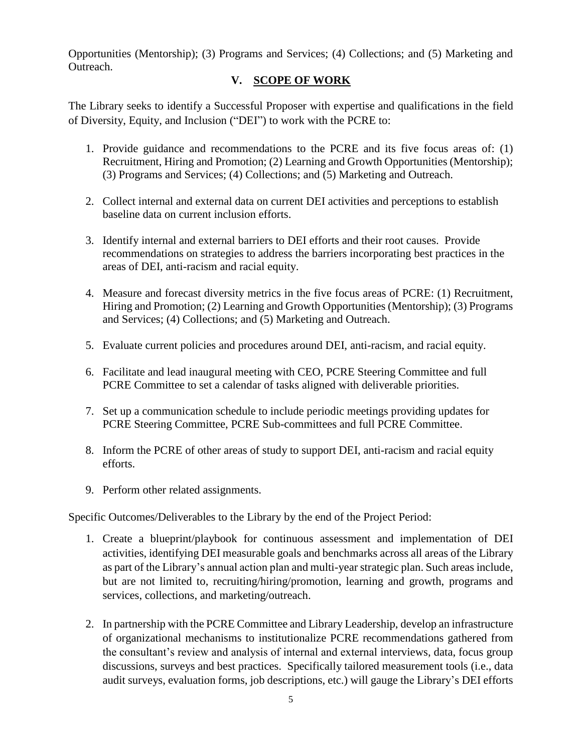Opportunities (Mentorship); (3) Programs and Services; (4) Collections; and (5) Marketing and Outreach.

## V. SCOPE OF WORK

The Library seeks to identify a Successful Proposer with expertise and qualifications in the field of Diversity, Equity, and Inclusion ("DEI") to work with the PCRE to:

1. Provide guidance and recommendations to the PCRE and its five focus areas of: (1) Recruitment, Hiring and Promotion; (2) Learning and Growth Opportunities (Mentorship); (3) Programs and Services; (4) Collections; and (5) Marketing and Outreach.

2. Collect internal and external data on current DEI activities and perceptions to establish baseline data on current inclusion efforts.

3. Identify internal and external barriers to DEI efforts and their root causes. Provide recommendations on strategies to address the barriers incorporating best practices in the areas of DEI, anti-racism and racial equity.

4. Measure and forecast diversity metrics in the five focus areas of PCRE: (1) Recruitment, Hiring and Promotion; (2) Learning and Growth Opportunities (Mentorship); (3) Programs and Services; (4) Collections; and (5) Marketing and Outreach.

5. Evaluate current policies and procedures around DEI, anti-racism, and racial equity.

6. Facilitate and lead inaugural meeting with CEO, PCRE Steering Committee and full PCRE Committee to set a calendar of tasks aligned with deliverable priorities.

7. Set up a communication schedule to include periodic meetings providing updates for PCRE Steering Committee, PCRE Sub-committees and full PCRE Committee.

8. Inform the PCRE of other areas of study to support DEI, anti-racism and racial equity efforts.

9. Perform other related assignments.

Specific Outcomes/Deliverables to the Library by the end of the Project Period:

1. Create a blueprint/playbook for continuous assessment and implementation of DEI activities, identifying DEI measurable goals and benchmarks across all areas of the Library as part of the Library's annual action plan and multi-year strategic plan. Such areas include, but are not limited to, recruiting/hiring/promotion, learning and growth, programs and services, collections, and marketing/outreach.

2. In partnership with the PCRE Committee and Library Leadership, develop an infrastructure of organizational mechanisms to institutionalize PCRE recommendations gathered from the consultant's review and analysis of internal and external interviews, data, focus group discussions, surveys and best practices. Specifically tailored measurement tools (i.e., data audit surveys, evaluation forms, job descriptions, etc.) will gauge the Library's DEI efforts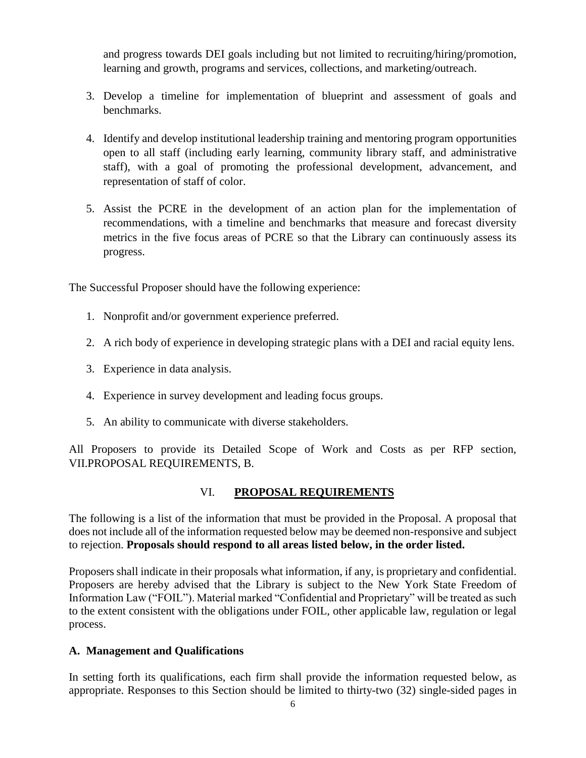and progress towards DEI goals including but not limited to recruiting/hiring/promotion, learning and growth, programs and services, collections, and marketing/outreach.

3. Develop a timeline for implementation of blueprint and assessment of goals and benchmarks.

4. Identify and develop institutional leadership training and mentoring program opportunities open to all staff (including early learning, community library staff, and administrative staff), with a goal of promoting the professional development, advancement, and representation of staff of color.

5. Assist the PCRE in the development of an action plan for the implementation of recommendations, with a timeline and benchmarks that measure and forecast diversity metrics in the five focus areas of PCRE so that the Library can continuously assess its progress.

The Successful Proposer should have the following experience:

1. Nonprofit and/or government experience preferred.

2. A rich body of experience in developing strategic plans with a DEI and racial equity lens.

3. Experience in data analysis.

4. Experience in survey development and leading focus groups.

5. An ability to communicate with diverse stakeholders.

All Proposers to provide its Detailed Scope of Work and Costs as per RFP section, VII.PROPOSAL REQUIREMENTS, B.

## VI. **PROPOSAL REQUIREMENTS**

The following is a list of the information that must be provided in the Proposal. A proposal that does not include all of the information requested below may be deemed non-responsive and subject to rejection. **Proposals should respond to all areas listed below, in the order listed.**

Proposers shall indicate in their proposals what information, if any, is proprietary and confidential. Proposers are hereby advised that the Library is subject to the New York State Freedom of Information Law ("FOIL"). Material marked "Confidential and Proprietary" will be treated as such to the extent consistent with the obligations under FOIL, other applicable law, regulation or legal process.

### A. Management and Qualifications

In setting forth its qualifications, each firm shall provide the information requested below, as appropriate. Responses to this Section should be limited to thirty-two (32) single-sided pages in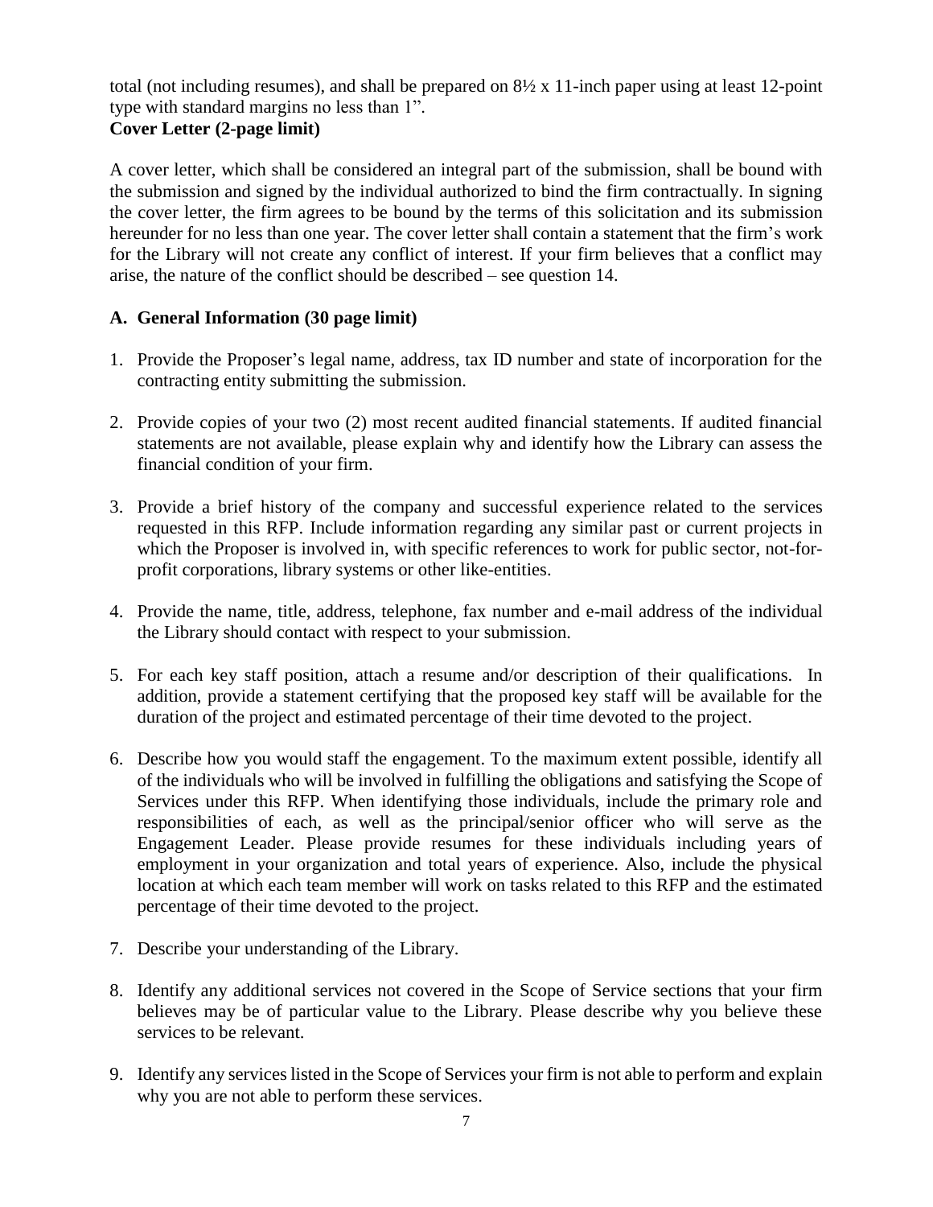total (not including resumes), and shall be prepared on 8½ x 11-inch paper using at least 12-point type with standard margins no less than 1".

**Cover Letter (2-page limit)**

A cover letter, which shall be considered an integral part of the submission, shall be bound with the submission and signed by the individual authorized to bind the firm contractually. In signing the cover letter, the firm agrees to be bound by the terms of this solicitation and its submission hereunder for no less than one year. The cover letter shall contain a statement that the firm's work for the Library will not create any conflict of interest. If your firm believes that a conflict may arise, the nature of the conflict should be described – see question 14.

**A. General Information (30 page limit)**

1. Provide the Proposer's legal name, address, tax ID number and state of incorporation for the contracting entity submitting the submission.

2. Provide copies of your two (2) most recent audited financial statements. If audited financial statements are not available, please explain why and identify how the Library can assess the financial condition of your firm.

3. Provide a brief history of the company and successful experience related to the services requested in this RFP. Include information regarding any similar past or current projects in which the Proposer is involved in, with specific references to work for public sector, not-for-profit corporations, library systems or other like-entities.

4. Provide the name, title, address, telephone, fax number and e-mail address of the individual the Library should contact with respect to your submission.

5. For each key staff position, attach a resume and/or description of their qualifications. In addition, provide a statement certifying that the proposed key staff will be available for the duration of the project and estimated percentage of their time devoted to the project.

6. Describe how you would staff the engagement. To the maximum extent possible, identify all of the individuals who will be involved in fulfilling the obligations and satisfying the Scope of Services under this RFP. When identifying those individuals, include the primary role and responsibilities of each, as well as the principal/senior officer who will serve as the Engagement Leader. Please provide resumes for these individuals including years of employment in your organization and total years of experience. Also, include the physical location at which each team member will work on tasks related to this RFP and the estimated percentage of their time devoted to the project.

7. Describe your understanding of the Library.

8. Identify any additional services not covered in the Scope of Service sections that your firm believes may be of particular value to the Library. Please describe why you believe these services to be relevant.

9. Identify any services listed in the Scope of Services your firm is not able to perform and explain why you are not able to perform these services.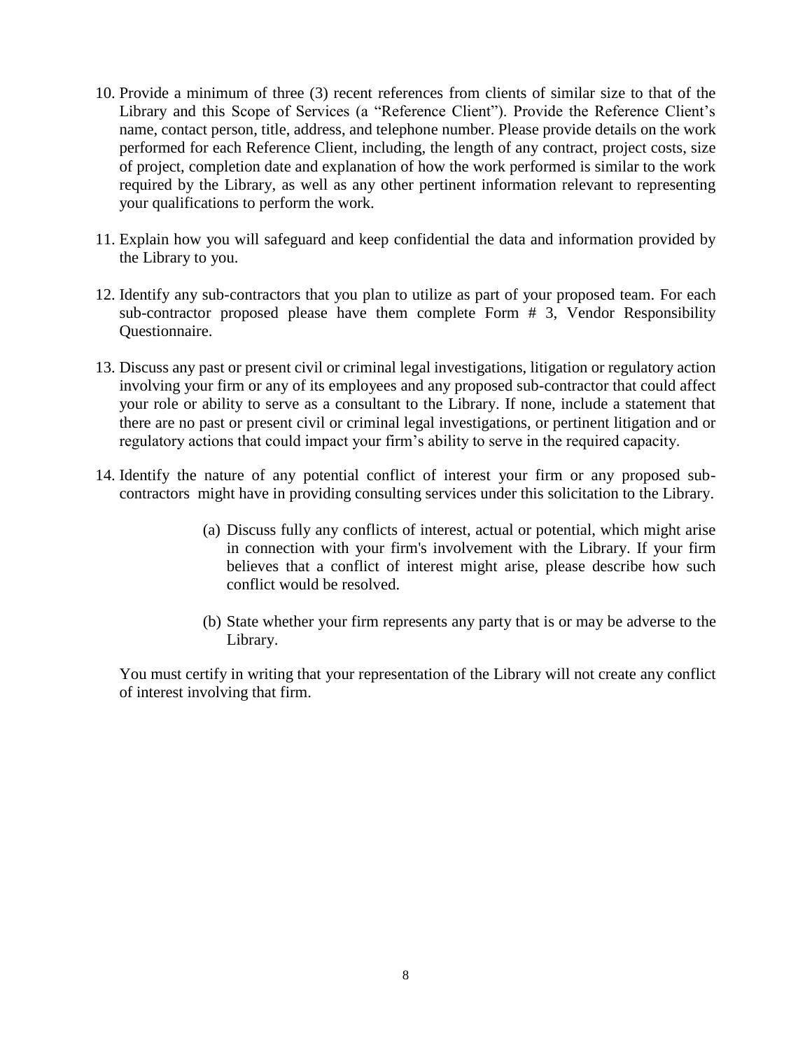10. Provide a minimum of three (3) recent references from clients of similar size to that of the Library and this Scope of Services (a "Reference Client"). Provide the Reference Client's name, contact person, title, address, and telephone number. Please provide details on the work performed for each Reference Client, including, the length of any contract, project costs, size of project, completion date and explanation of how the work performed is similar to the work required by the Library, as well as any other pertinent information relevant to representing your qualifications to perform the work.

11. Explain how you will safeguard and keep confidential the data and information provided by the Library to you.

12. Identify any sub-contractors that you plan to utilize as part of your proposed team. For each sub-contractor proposed please have them complete Form # 3, Vendor Responsibility Questionnaire.

13. Discuss any past or present civil or criminal legal investigations, litigation or regulatory action involving your firm or any of its employees and any proposed sub-contractor that could affect your role or ability to serve as a consultant to the Library. If none, include a statement that there are no past or present civil or criminal legal investigations, or pertinent litigation and or regulatory actions that could impact your firm's ability to serve in the required capacity.

14. Identify the nature of any potential conflict of interest your firm or any proposed sub-contractors might have in providing consulting services under this solicitation to the Library.

    (a) Discuss fully any conflicts of interest, actual or potential, which might arise in connection with your firm's involvement with the Library. If your firm believes that a conflict of interest might arise, please describe how such conflict would be resolved.

    (b) State whether your firm represents any party that is or may be adverse to the Library.

    You must certify in writing that your representation of the Library will not create any conflict of interest involving that firm.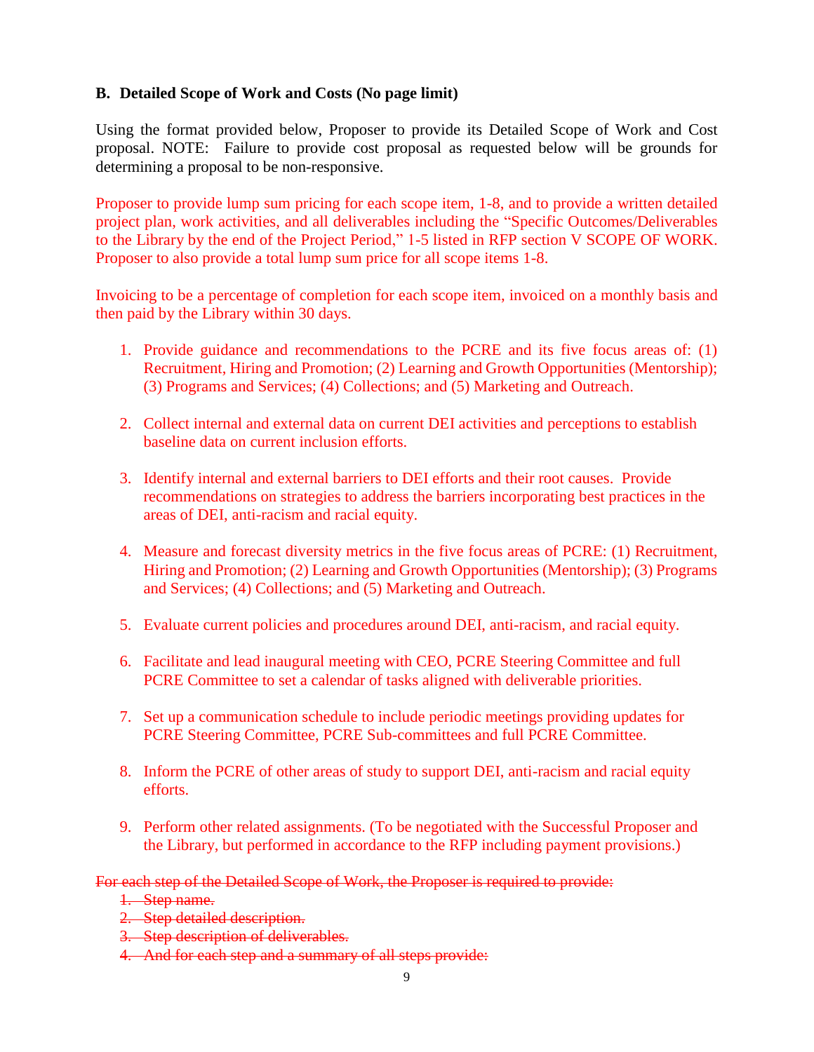**B. Detailed Scope of Work and Costs (No page limit)**

Using the format provided below, Proposer to provide its Detailed Scope of Work and Cost proposal. NOTE: Failure to provide cost proposal as requested below will be grounds for determining a proposal to be non-responsive.

Proposer to provide lump sum pricing for each scope item, 1-8, and to provide a written detailed project plan, work activities, and all deliverables including the "Specific Outcomes/Deliverables to the Library by the end of the Project Period," 1-5 listed in RFP section V SCOPE OF WORK. Proposer to also provide a total lump sum price for all scope items 1-8.

Invoicing to be a percentage of completion for each scope item, invoiced on a monthly basis and then paid by the Library within 30 days.

1. Provide guidance and recommendations to the PCRE and its five focus areas of: (1) Recruitment, Hiring and Promotion; (2) Learning and Growth Opportunities (Mentorship); (3) Programs and Services; (4) Collections; and (5) Marketing and Outreach.

2. Collect internal and external data on current DEI activities and perceptions to establish baseline data on current inclusion efforts.

3. Identify internal and external barriers to DEI efforts and their root causes. Provide recommendations on strategies to address the barriers incorporating best practices in the areas of DEI, anti-racism and racial equity.

4. Measure and forecast diversity metrics in the five focus areas of PCRE: (1) Recruitment, Hiring and Promotion; (2) Learning and Growth Opportunities (Mentorship); (3) Programs and Services; (4) Collections; and (5) Marketing and Outreach.

5. Evaluate current policies and procedures around DEI, anti-racism, and racial equity.

6. Facilitate and lead inaugural meeting with CEO, PCRE Steering Committee and full PCRE Committee to set a calendar of tasks aligned with deliverable priorities.

7. Set up a communication schedule to include periodic meetings providing updates for PCRE Steering Committee, PCRE Sub-committees and full PCRE Committee.

8. Inform the PCRE of other areas of study to support DEI, anti-racism and racial equity efforts.

9. Perform other related assignments. (To be negotiated with the Successful Proposer and the Library, but performed in accordance to the RFP including payment provisions.)

~~For each step of the Detailed Scope of Work, the Proposer is required to provide:~~

1. ~~Step name.~~
2. ~~Step detailed description.~~
3. ~~Step description of deliverables.~~
4. ~~And for each step and a summary of all steps provide:~~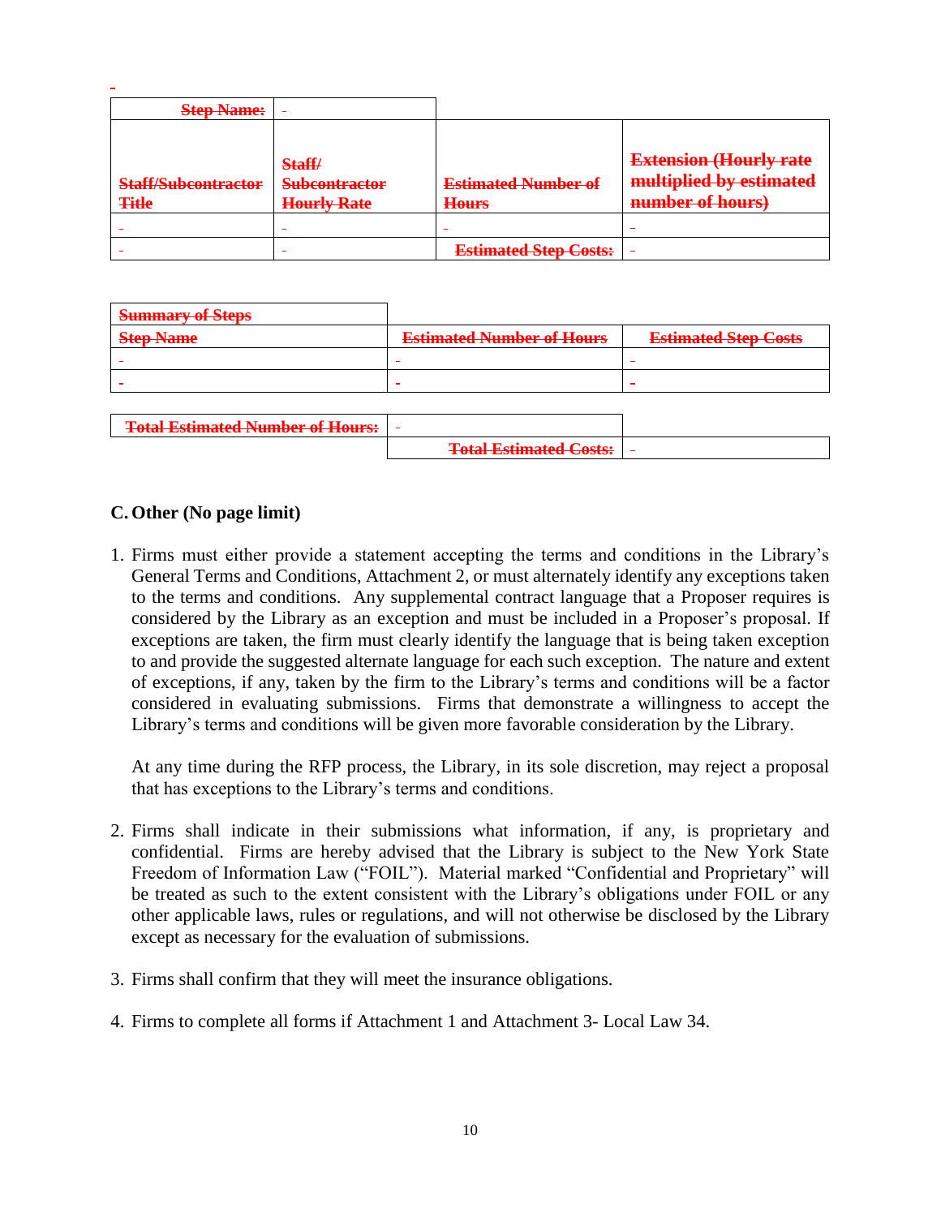| ~~Step Name:~~ | - | | |
|---|---|---|---|
| ~~Staff/Subcontractor Title~~ | ~~Staff/ Subcontractor Hourly Rate~~ | ~~Estimated Number of Hours~~ | ~~Extension (Hourly rate multiplied by estimated number of hours)~~ |
| - | - | - | - |
| - | - | ~~Estimated Step Costs:~~ | - |

| ~~Summary of Steps~~ | | |
|---|---|---|
| ~~Step Name~~ | ~~Estimated Number of Hours~~ | ~~Estimated Step Costs~~ |
| - | - | - |
| - | - | - |

| ~~Total Estimated Number of Hours:~~ | - | |
|---|---|---|
| | ~~Total Estimated Costs:~~ | - |

## C. Other (No page limit)

1. Firms must either provide a statement accepting the terms and conditions in the Library's General Terms and Conditions, Attachment 2, or must alternately identify any exceptions taken to the terms and conditions. Any supplemental contract language that a Proposer requires is considered by the Library as an exception and must be included in a Proposer's proposal. If exceptions are taken, the firm must clearly identify the language that is being taken exception to and provide the suggested alternate language for each such exception. The nature and extent of exceptions, if any, taken by the firm to the Library's terms and conditions will be a factor considered in evaluating submissions. Firms that demonstrate a willingness to accept the Library's terms and conditions will be given more favorable consideration by the Library.

   At any time during the RFP process, the Library, in its sole discretion, may reject a proposal that has exceptions to the Library's terms and conditions.

2. Firms shall indicate in their submissions what information, if any, is proprietary and confidential. Firms are hereby advised that the Library is subject to the New York State Freedom of Information Law ("FOIL"). Material marked "Confidential and Proprietary" will be treated as such to the extent consistent with the Library's obligations under FOIL or any other applicable laws, rules or regulations, and will not otherwise be disclosed by the Library except as necessary for the evaluation of submissions.

3. Firms shall confirm that they will meet the insurance obligations.

4. Firms to complete all forms if Attachment 1 and Attachment 3- Local Law 34.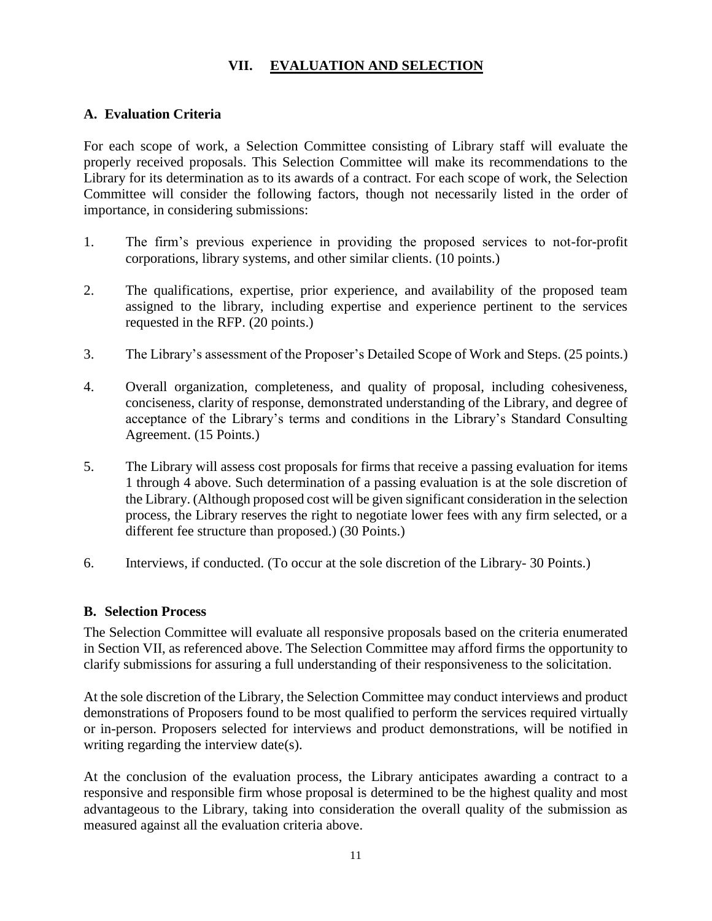## VII. EVALUATION AND SELECTION

### A. Evaluation Criteria

For each scope of work, a Selection Committee consisting of Library staff will evaluate the properly received proposals. This Selection Committee will make its recommendations to the Library for its determination as to its awards of a contract. For each scope of work, the Selection Committee will consider the following factors, though not necessarily listed in the order of importance, in considering submissions:

1. The firm's previous experience in providing the proposed services to not-for-profit corporations, library systems, and other similar clients. (10 points.)

2. The qualifications, expertise, prior experience, and availability of the proposed team assigned to the library, including expertise and experience pertinent to the services requested in the RFP. (20 points.)

3. The Library's assessment of the Proposer's Detailed Scope of Work and Steps. (25 points.)

4. Overall organization, completeness, and quality of proposal, including cohesiveness, conciseness, clarity of response, demonstrated understanding of the Library, and degree of acceptance of the Library's terms and conditions in the Library's Standard Consulting Agreement. (15 Points.)

5. The Library will assess cost proposals for firms that receive a passing evaluation for items 1 through 4 above. Such determination of a passing evaluation is at the sole discretion of the Library. (Although proposed cost will be given significant consideration in the selection process, the Library reserves the right to negotiate lower fees with any firm selected, or a different fee structure than proposed.) (30 Points.)

6. Interviews, if conducted. (To occur at the sole discretion of the Library- 30 Points.)

### B. Selection Process

The Selection Committee will evaluate all responsive proposals based on the criteria enumerated in Section VII, as referenced above. The Selection Committee may afford firms the opportunity to clarify submissions for assuring a full understanding of their responsiveness to the solicitation.

At the sole discretion of the Library, the Selection Committee may conduct interviews and product demonstrations of Proposers found to be most qualified to perform the services required virtually or in-person. Proposers selected for interviews and product demonstrations, will be notified in writing regarding the interview date(s).

At the conclusion of the evaluation process, the Library anticipates awarding a contract to a responsive and responsible firm whose proposal is determined to be the highest quality and most advantageous to the Library, taking into consideration the overall quality of the submission as measured against all the evaluation criteria above.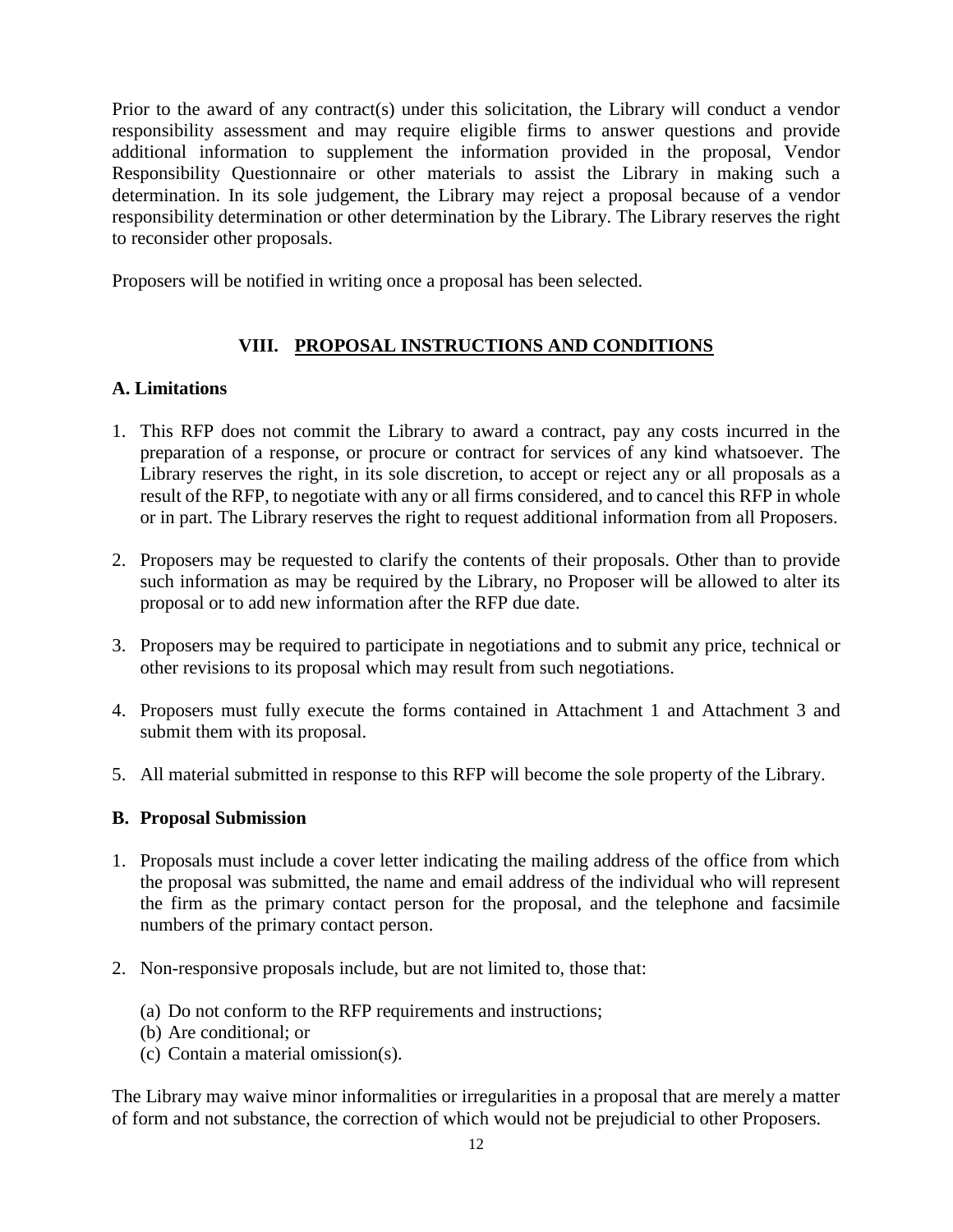Prior to the award of any contract(s) under this solicitation, the Library will conduct a vendor responsibility assessment and may require eligible firms to answer questions and provide additional information to supplement the information provided in the proposal, Vendor Responsibility Questionnaire or other materials to assist the Library in making such a determination. In its sole judgement, the Library may reject a proposal because of a vendor responsibility determination or other determination by the Library. The Library reserves the right to reconsider other proposals.

Proposers will be notified in writing once a proposal has been selected.

## VIII. PROPOSAL INSTRUCTIONS AND CONDITIONS

### A. Limitations

1. This RFP does not commit the Library to award a contract, pay any costs incurred in the preparation of a response, or procure or contract for services of any kind whatsoever. The Library reserves the right, in its sole discretion, to accept or reject any or all proposals as a result of the RFP, to negotiate with any or all firms considered, and to cancel this RFP in whole or in part. The Library reserves the right to request additional information from all Proposers.
2. Proposers may be requested to clarify the contents of their proposals. Other than to provide such information as may be required by the Library, no Proposer will be allowed to alter its proposal or to add new information after the RFP due date.
3. Proposers may be required to participate in negotiations and to submit any price, technical or other revisions to its proposal which may result from such negotiations.
4. Proposers must fully execute the forms contained in Attachment 1 and Attachment 3 and submit them with its proposal.
5. All material submitted in response to this RFP will become the sole property of the Library.

### B. Proposal Submission

1. Proposals must include a cover letter indicating the mailing address of the office from which the proposal was submitted, the name and email address of the individual who will represent the firm as the primary contact person for the proposal, and the telephone and facsimile numbers of the primary contact person.
2. Non-responsive proposals include, but are not limited to, those that:
   (a) Do not conform to the RFP requirements and instructions;
   (b) Are conditional; or
   (c) Contain a material omission(s).

The Library may waive minor informalities or irregularities in a proposal that are merely a matter of form and not substance, the correction of which would not be prejudicial to other Proposers.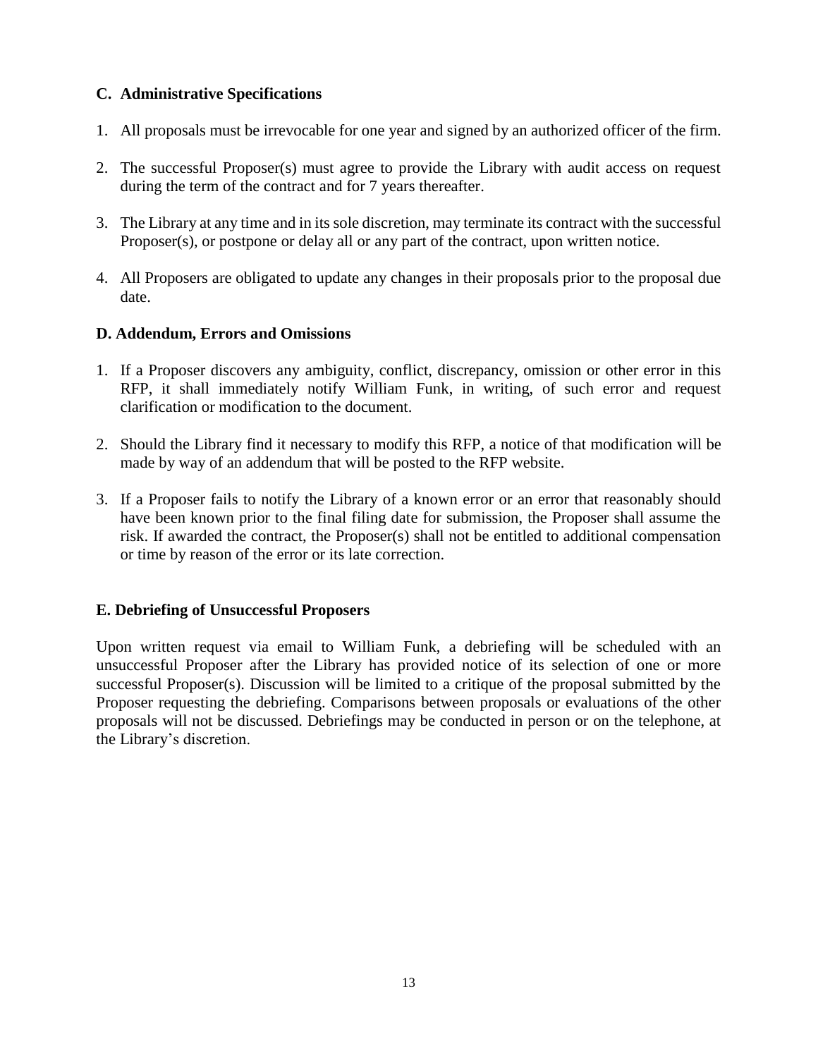### C. Administrative Specifications

1. All proposals must be irrevocable for one year and signed by an authorized officer of the firm.
2. The successful Proposer(s) must agree to provide the Library with audit access on request during the term of the contract and for 7 years thereafter.
3. The Library at any time and in its sole discretion, may terminate its contract with the successful Proposer(s), or postpone or delay all or any part of the contract, upon written notice.
4. All Proposers are obligated to update any changes in their proposals prior to the proposal due date.

### D. Addendum, Errors and Omissions

1. If a Proposer discovers any ambiguity, conflict, discrepancy, omission or other error in this RFP, it shall immediately notify William Funk, in writing, of such error and request clarification or modification to the document.
2. Should the Library find it necessary to modify this RFP, a notice of that modification will be made by way of an addendum that will be posted to the RFP website.
3. If a Proposer fails to notify the Library of a known error or an error that reasonably should have been known prior to the final filing date for submission, the Proposer shall assume the risk. If awarded the contract, the Proposer(s) shall not be entitled to additional compensation or time by reason of the error or its late correction.

### E. Debriefing of Unsuccessful Proposers

Upon written request via email to William Funk, a debriefing will be scheduled with an unsuccessful Proposer after the Library has provided notice of its selection of one or more successful Proposer(s). Discussion will be limited to a critique of the proposal submitted by the Proposer requesting the debriefing. Comparisons between proposals or evaluations of the other proposals will not be discussed. Debriefings may be conducted in person or on the telephone, at the Library's discretion.